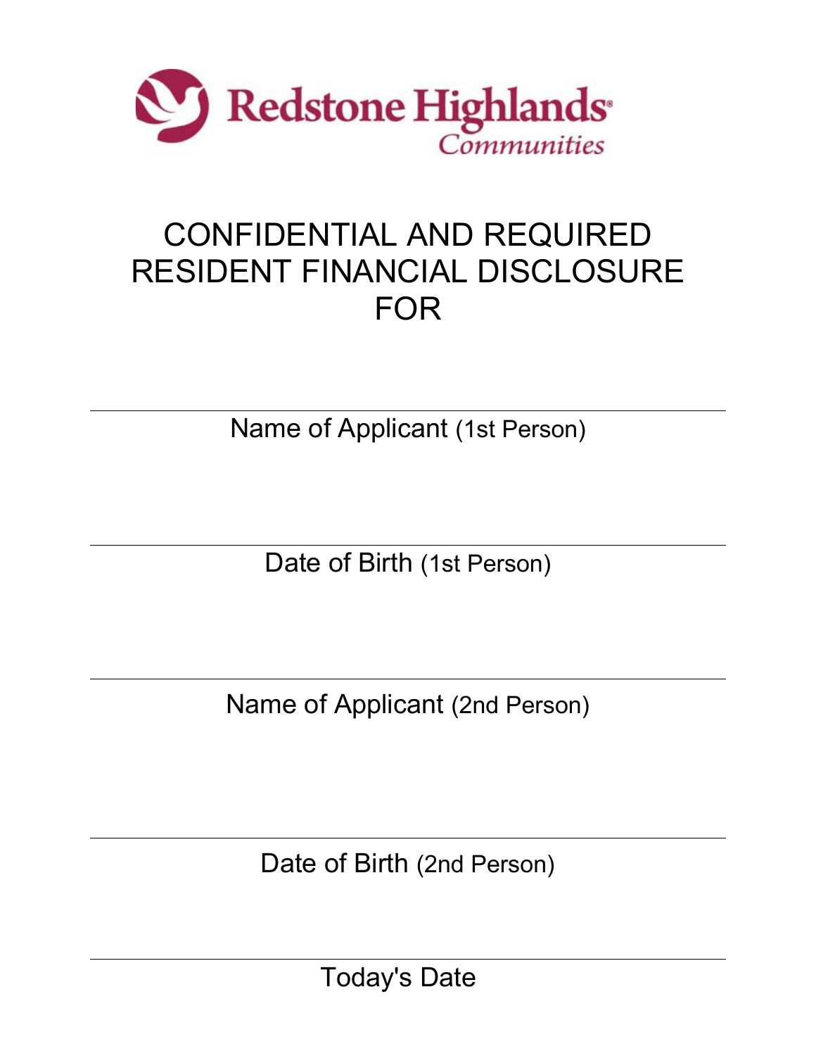Redstone Highlands
*Communities*

# CONFIDENTIAL AND REQUIRED RESIDENT FINANCIAL DISCLOSURE FOR

______________________________________________

Name of Applicant (1st Person)

______________________________________________

Date of Birth (1st Person)

______________________________________________

Name of Applicant (2nd Person)

______________________________________________

Date of Birth (2nd Person)

______________________________________________

Today's Date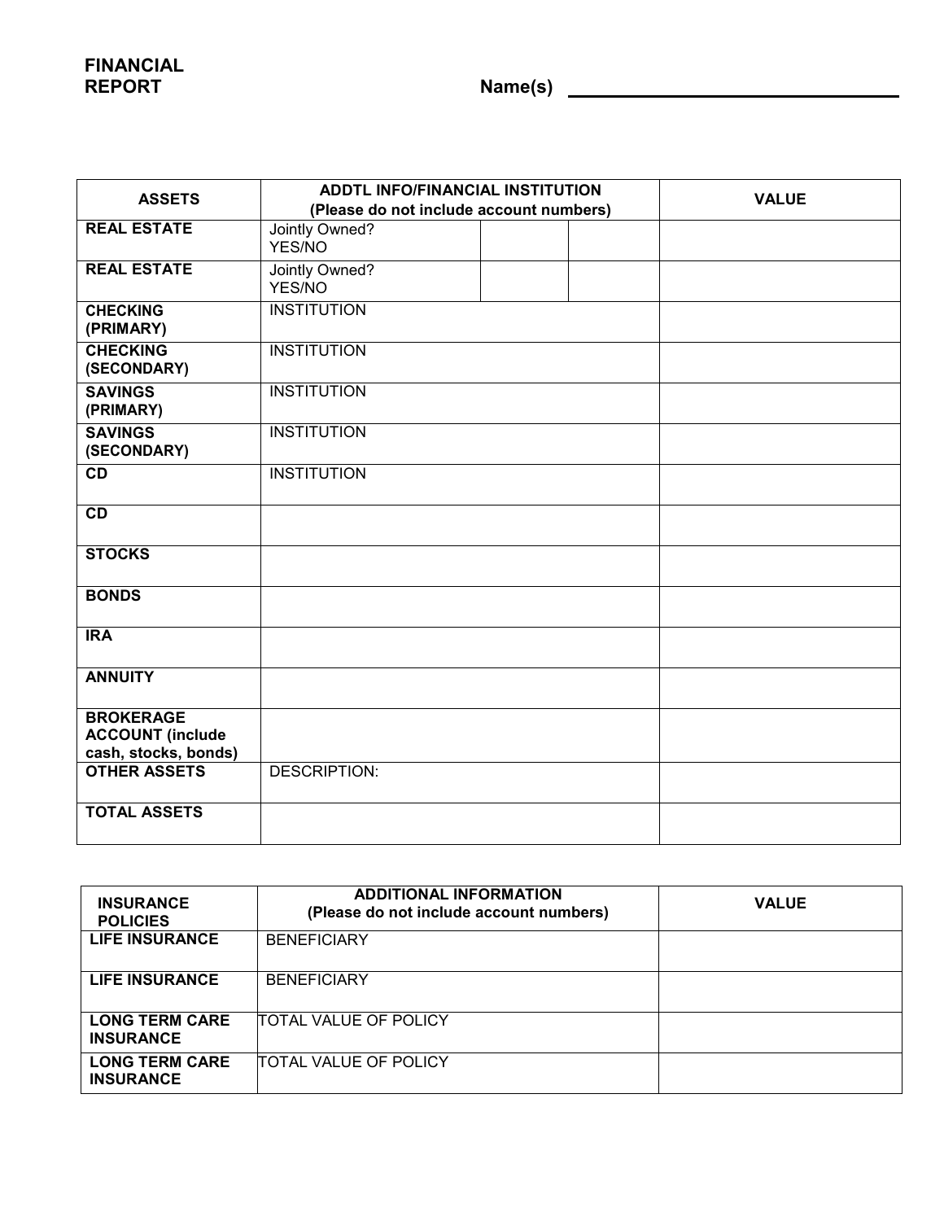**FINANCIAL REPORT**

**Name(s)** ______________________________

| ASSETS | ADDTL INFO/FINANCIAL INSTITUTION (Please do not include account numbers) | | | VALUE |
|---|---|---|---|---|
| **REAL ESTATE** | Jointly Owned? YES/NO | | | |
| **REAL ESTATE** | Jointly Owned? YES/NO | | | |
| **CHECKING (PRIMARY)** | INSTITUTION | | | |
| **CHECKING (SECONDARY)** | INSTITUTION | | | |
| **SAVINGS (PRIMARY)** | INSTITUTION | | | |
| **SAVINGS (SECONDARY)** | INSTITUTION | | | |
| **CD** | INSTITUTION | | | |
| **CD** | | | | |
| **STOCKS** | | | | |
| **BONDS** | | | | |
| **IRA** | | | | |
| **ANNUITY** | | | | |
| **BROKERAGE ACCOUNT (include cash, stocks, bonds)** | | | | |
| **OTHER ASSETS** | DESCRIPTION: | | | |
| **TOTAL ASSETS** | | | | |

| INSURANCE POLICIES | ADDITIONAL INFORMATION (Please do not include account numbers) | VALUE |
|---|---|---|
| **LIFE INSURANCE** | BENEFICIARY | |
| **LIFE INSURANCE** | BENEFICIARY | |
| **LONG TERM CARE INSURANCE** | TOTAL VALUE OF POLICY | |
| **LONG TERM CARE INSURANCE** | TOTAL VALUE OF POLICY | |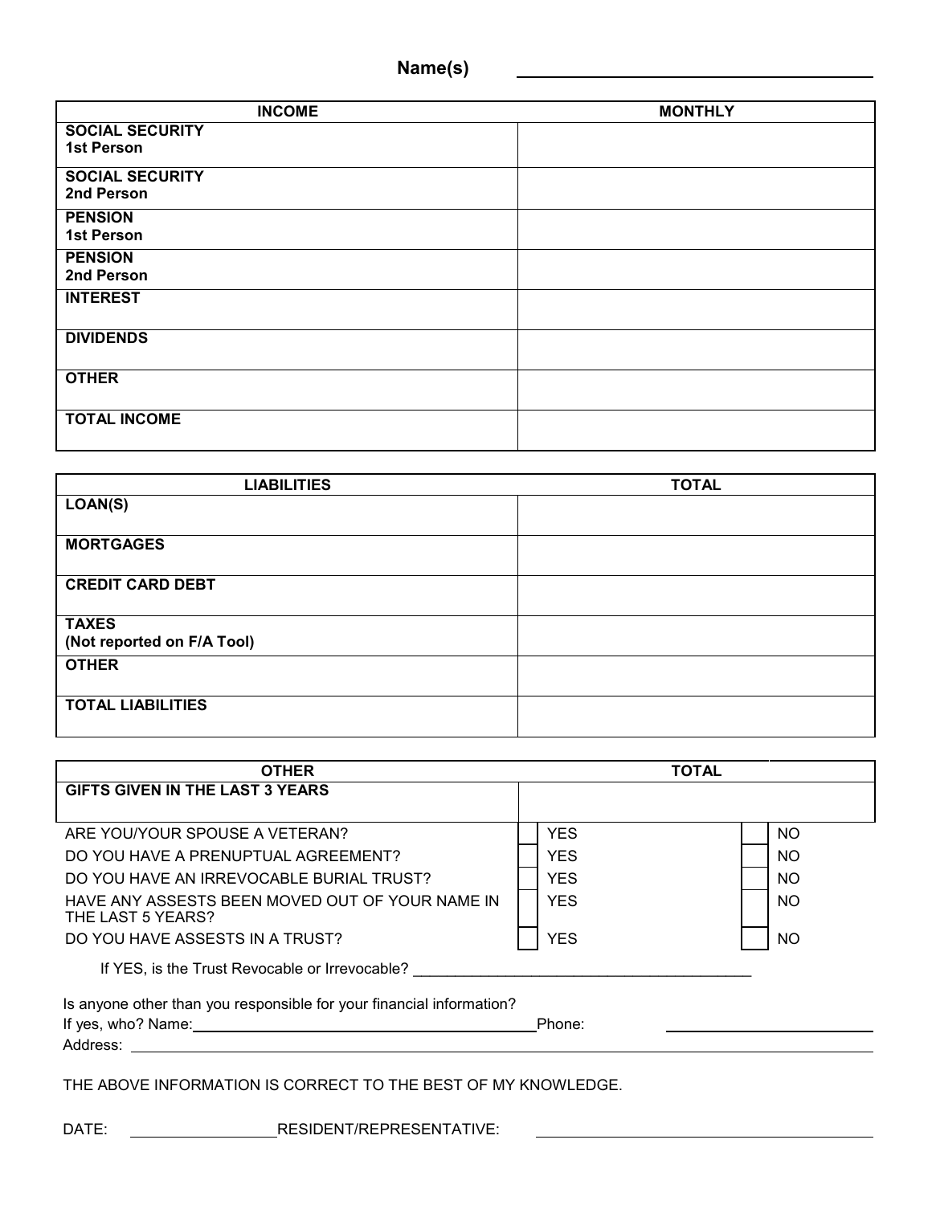**Name(s)** ____________________

| INCOME | MONTHLY |
|---|---|
| **SOCIAL SECURITY 1st Person** | |
| **SOCIAL SECURITY 2nd Person** | |
| **PENSION 1st Person** | |
| **PENSION 2nd Person** | |
| **INTEREST** | |
| **DIVIDENDS** | |
| **OTHER** | |
| **TOTAL INCOME** | |

| LIABILITIES | TOTAL |
|---|---|
| **LOAN(S)** | |
| **MORTGAGES** | |
| **CREDIT CARD DEBT** | |
| **TAXES (Not reported on F/A Tool)** | |
| **OTHER** | |
| **TOTAL LIABILITIES** | |

| OTHER | TOTAL |
|---|---|
| **GIFTS GIVEN IN THE LAST 3 YEARS** | |

| | | |
|---|---|---|
| ARE YOU/YOUR SPOUSE A VETERAN? | ☐ YES | ☐ NO |
| DO YOU HAVE A PRENUPTUAL AGREEMENT? | ☐ YES | ☐ NO |
| DO YOU HAVE AN IRREVOCABLE BURIAL TRUST? | ☐ YES | ☐ NO |
| HAVE ANY ASSESTS BEEN MOVED OUT OF YOUR NAME IN THE LAST 5 YEARS? | ☐ YES | ☐ NO |
| DO YOU HAVE ASSESTS IN A TRUST? | ☐ YES | ☐ NO |

If YES, is the Trust Revocable or Irrevocable? ________________________________________

Is anyone other than you responsible for your financial information?

If yes, who? Name: ____________________ Phone: ____________________

Address: ________________________________________

THE ABOVE INFORMATION IS CORRECT TO THE BEST OF MY KNOWLEDGE.

DATE: ________________ RESIDENT/REPRESENTATIVE: ________________________________